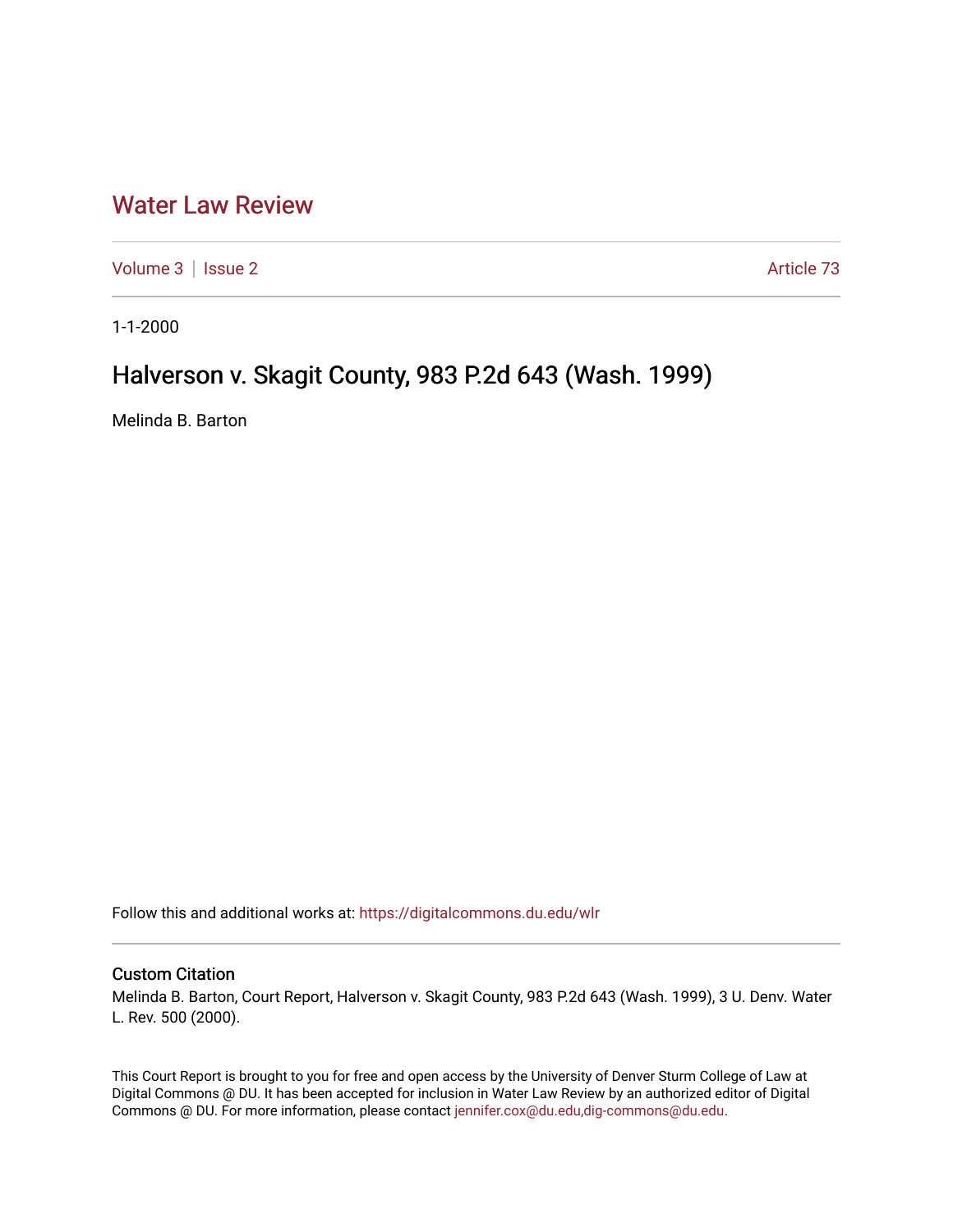# Water Law Review

Volume 3 | Issue 2 Article 73

1-1-2000

## Halverson v. Skagit County, 983 P.2d 643 (Wash. 1999)

Melinda B. Barton

Follow this and additional works at: https://digitalcommons.du.edu/wlr

### Custom Citation

Melinda B. Barton, Court Report, Halverson v. Skagit County, 983 P.2d 643 (Wash. 1999), 3 U. Denv. Water L. Rev. 500 (2000).

This Court Report is brought to you for free and open access by the University of Denver Sturm College of Law at Digital Commons @ DU. It has been accepted for inclusion in Water Law Review by an authorized editor of Digital Commons @ DU. For more information, please contact jennifer.cox@du.edu,dig-commons@du.edu.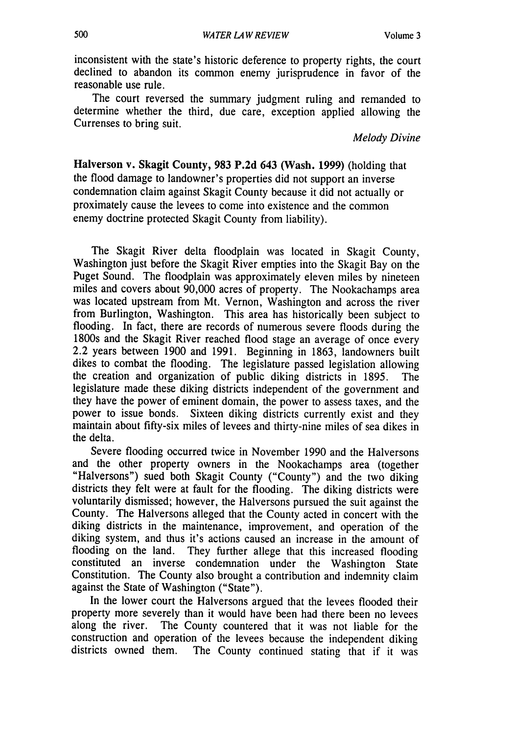inconsistent with the state's historic deference to property rights, the court declined to abandon its common enemy jurisprudence in favor of the reasonable use rule.

The court reversed the summary judgment ruling and remanded to determine whether the third, due care, exception applied allowing the Currenses to bring suit.

*Melody Divine*

**Halverson v. Skagit County, 983 P.2d 643 (Wash. 1999)** (holding that the flood damage to landowner's properties did not support an inverse condemnation claim against Skagit County because it did not actually or proximately cause the levees to come into existence and the common enemy doctrine protected Skagit County from liability).

The Skagit River delta floodplain was located in Skagit County, Washington just before the Skagit River empties into the Skagit Bay on the Puget Sound. The floodplain was approximately eleven miles by nineteen miles and covers about 90,000 acres of property. The Nookachamps area was located upstream from Mt. Vernon, Washington and across the river from Burlington, Washington. This area has historically been subject to flooding. In fact, there are records of numerous severe floods during the 1800s and the Skagit River reached flood stage an average of once every 2.2 years between 1900 and 1991. Beginning in 1863, landowners built dikes to combat the flooding. The legislature passed legislation allowing the creation and organization of public diking districts in 1895. The legislature made these diking districts independent of the government and they have the power of eminent domain, the power to assess taxes, and the power to issue bonds. Sixteen diking districts currently exist and they maintain about fifty-six miles of levees and thirty-nine miles of sea dikes in the delta.

Severe flooding occurred twice in November 1990 and the Halversons and the other property owners in the Nookachamps area (together "Halversons") sued both Skagit County ("County") and the two diking districts they felt were at fault for the flooding. The diking districts were voluntarily dismissed; however, the Halversons pursued the suit against the County. The Halversons alleged that the County acted in concert with the diking districts in the maintenance, improvement, and operation of the diking system, and thus it's actions caused an increase in the amount of flooding on the land. They further allege that this increased flooding constituted an inverse condemnation under the Washington State Constitution. The County also brought a contribution and indemnity claim against the State of Washington ("State").

In the lower court the Halversons argued that the levees flooded their property more severely than it would have been had there been no levees along the river. The County countered that it was not liable for the construction and operation of the levees because the independent diking districts owned them. The County continued stating that if it was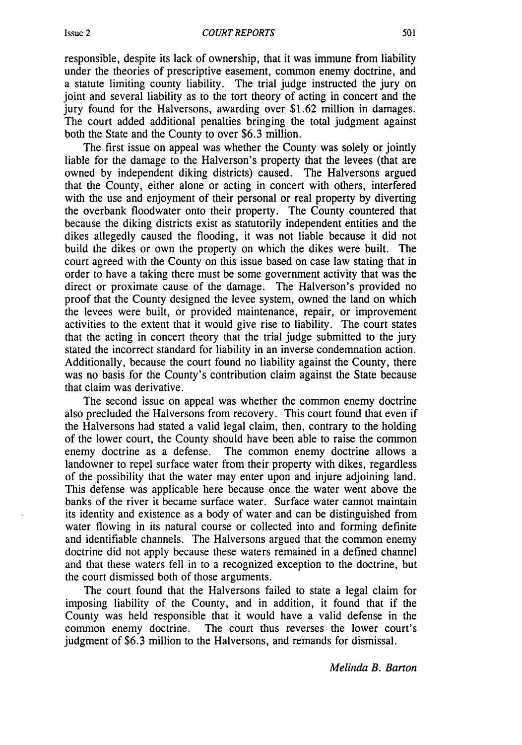responsible, despite its lack of ownership, that it was immune from liability under the theories of prescriptive easement, common enemy doctrine, and a statute limiting county liability. The trial judge instructed the jury on joint and several liability as to the tort theory of acting in concert and the jury found for the Halversons, awarding over $1.62 million in damages. The court added additional penalties bringing the total judgment against both the State and the County to over $6.3 million.

The first issue on appeal was whether the County was solely or jointly liable for the damage to the Halverson's property that the levees (that are owned by independent diking districts) caused. The Halversons argued that the County, either alone or acting in concert with others, interfered with the use and enjoyment of their personal or real property by diverting the overbank floodwater onto their property. The County countered that because the diking districts exist as statutorily independent entities and the dikes allegedly caused the flooding, it was not liable because it did not build the dikes or own the property on which the dikes were built. The court agreed with the County on this issue based on case law stating that in order to have a taking there must be some government activity that was the direct or proximate cause of the damage. The Halverson's provided no proof that the County designed the levee system, owned the land on which the levees were built, or provided maintenance, repair, or improvement activities to the extent that it would give rise to liability. The court states that the acting in concert theory that the trial judge submitted to the jury stated the incorrect standard for liability in an inverse condemnation action. Additionally, because the court found no liability against the County, there was no basis for the County's contribution claim against the State because that claim was derivative.

The second issue on appeal was whether the common enemy doctrine also precluded the Halversons from recovery. This court found that even if the Halversons had stated a valid legal claim, then, contrary to the holding of the lower court, the County should have been able to raise the common enemy doctrine as a defense. The common enemy doctrine allows a landowner to repel surface water from their property with dikes, regardless of the possibility that the water may enter upon and injure adjoining land. This defense was applicable here because once the water went above the banks of the river it became surface water. Surface water cannot maintain its identity and existence as a body of water and can be distinguished from water flowing in its natural course or collected into and forming definite and identifiable channels. The Halversons argued that the common enemy doctrine did not apply because these waters remained in a defined channel and that these waters fell in to a recognized exception to the doctrine, but the court dismissed both of those arguments.

The court found that the Halversons failed to state a legal claim for imposing liability of the County, and in addition, it found that if the County was held responsible that it would have a valid defense in the common enemy doctrine. The court thus reverses the lower court's judgment of $6.3 million to the Halversons, and remands for dismissal.

*Melinda B. Barton*